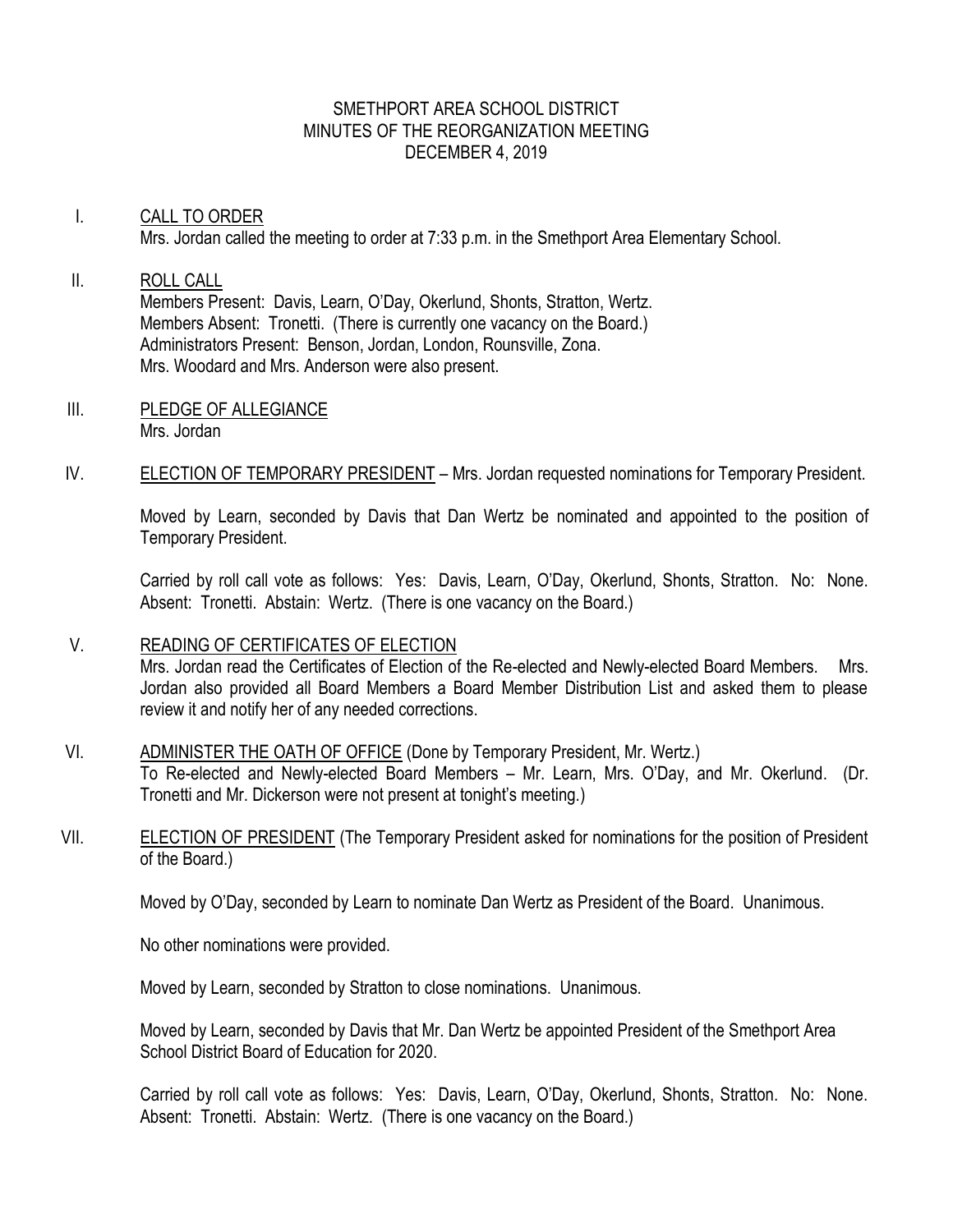# SMETHPORT AREA SCHOOL DISTRICT
## MINUTES OF THE REORGANIZATION MEETING
### DECEMBER 4, 2019

I. CALL TO ORDER

Mrs. Jordan called the meeting to order at 7:33 p.m. in the Smethport Area Elementary School.

II. ROLL CALL

Members Present: Davis, Learn, O'Day, Okerlund, Shonts, Stratton, Wertz.
Members Absent: Tronetti. (There is currently one vacancy on the Board.)
Administrators Present: Benson, Jordan, London, Rounsville, Zona.
Mrs. Woodard and Mrs. Anderson were also present.

III. PLEDGE OF ALLEGIANCE

Mrs. Jordan

IV. ELECTION OF TEMPORARY PRESIDENT – Mrs. Jordan requested nominations for Temporary President.

Moved by Learn, seconded by Davis that Dan Wertz be nominated and appointed to the position of Temporary President.

Carried by roll call vote as follows: Yes: Davis, Learn, O'Day, Okerlund, Shonts, Stratton. No: None. Absent: Tronetti. Abstain: Wertz. (There is one vacancy on the Board.)

V. READING OF CERTIFICATES OF ELECTION

Mrs. Jordan read the Certificates of Election of the Re-elected and Newly-elected Board Members. Mrs. Jordan also provided all Board Members a Board Member Distribution List and asked them to please review it and notify her of any needed corrections.

VI. ADMINISTER THE OATH OF OFFICE (Done by Temporary President, Mr. Wertz.)

To Re-elected and Newly-elected Board Members – Mr. Learn, Mrs. O'Day, and Mr. Okerlund. (Dr. Tronetti and Mr. Dickerson were not present at tonight's meeting.)

VII. ELECTION OF PRESIDENT (The Temporary President asked for nominations for the position of President of the Board.)

Moved by O'Day, seconded by Learn to nominate Dan Wertz as President of the Board. Unanimous.

No other nominations were provided.

Moved by Learn, seconded by Stratton to close nominations. Unanimous.

Moved by Learn, seconded by Davis that Mr. Dan Wertz be appointed President of the Smethport Area School District Board of Education for 2020.

Carried by roll call vote as follows: Yes: Davis, Learn, O'Day, Okerlund, Shonts, Stratton. No: None. Absent: Tronetti. Abstain: Wertz. (There is one vacancy on the Board.)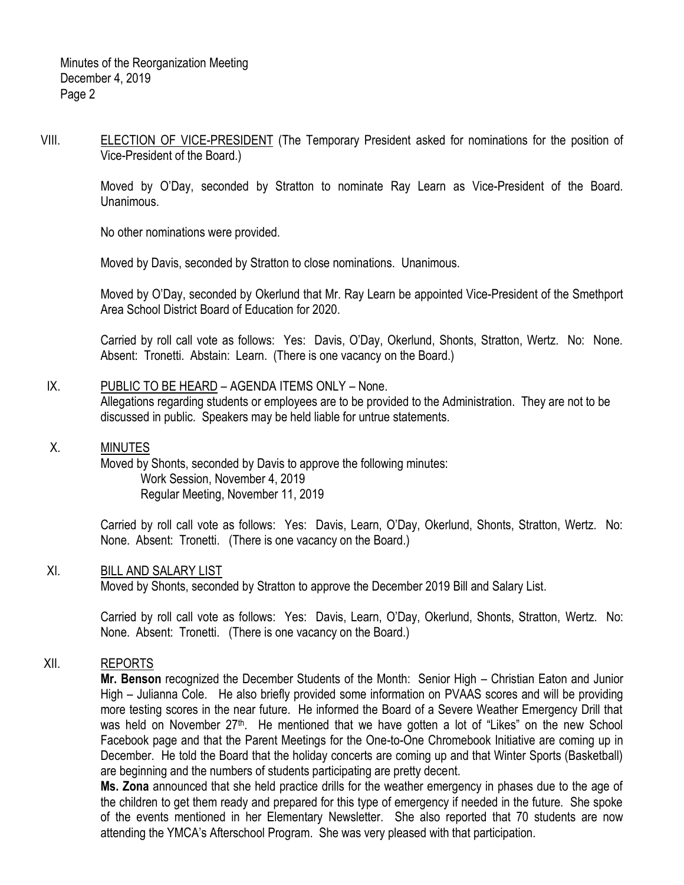VIII. <u>ELECTION OF VICE-PRESIDENT</u> (The Temporary President asked for nominations for the position of Vice-President of the Board.)

Moved by O'Day, seconded by Stratton to nominate Ray Learn as Vice-President of the Board. Unanimous.

No other nominations were provided.

Moved by Davis, seconded by Stratton to close nominations. Unanimous.

Moved by O'Day, seconded by Okerlund that Mr. Ray Learn be appointed Vice-President of the Smethport Area School District Board of Education for 2020.

Carried by roll call vote as follows: Yes: Davis, O'Day, Okerlund, Shonts, Stratton, Wertz. No: None. Absent: Tronetti. Abstain: Learn. (There is one vacancy on the Board.)

IX. <u>PUBLIC TO BE HEARD</u> – AGENDA ITEMS ONLY – None.
Allegations regarding students or employees are to be provided to the Administration. They are not to be discussed in public. Speakers may be held liable for untrue statements.

X. <u>MINUTES</u>
Moved by Shonts, seconded by Davis to approve the following minutes:
Work Session, November 4, 2019
Regular Meeting, November 11, 2019

Carried by roll call vote as follows: Yes: Davis, Learn, O'Day, Okerlund, Shonts, Stratton, Wertz. No: None. Absent: Tronetti. (There is one vacancy on the Board.)

XI. <u>BILL AND SALARY LIST</u>
Moved by Shonts, seconded by Stratton to approve the December 2019 Bill and Salary List.

Carried by roll call vote as follows: Yes: Davis, Learn, O'Day, Okerlund, Shonts, Stratton, Wertz. No: None. Absent: Tronetti. (There is one vacancy on the Board.)

XII. <u>REPORTS</u>
**Mr. Benson** recognized the December Students of the Month: Senior High – Christian Eaton and Junior High – Julianna Cole. He also briefly provided some information on PVAAS scores and will be providing more testing scores in the near future. He informed the Board of a Severe Weather Emergency Drill that was held on November 27th. He mentioned that we have gotten a lot of "Likes" on the new School Facebook page and that the Parent Meetings for the One-to-One Chromebook Initiative are coming up in December. He told the Board that the holiday concerts are coming up and that Winter Sports (Basketball) are beginning and the numbers of students participating are pretty decent.
**Ms. Zona** announced that she held practice drills for the weather emergency in phases due to the age of the children to get them ready and prepared for this type of emergency if needed in the future. She spoke of the events mentioned in her Elementary Newsletter. She also reported that 70 students are now attending the YMCA's Afterschool Program. She was very pleased with that participation.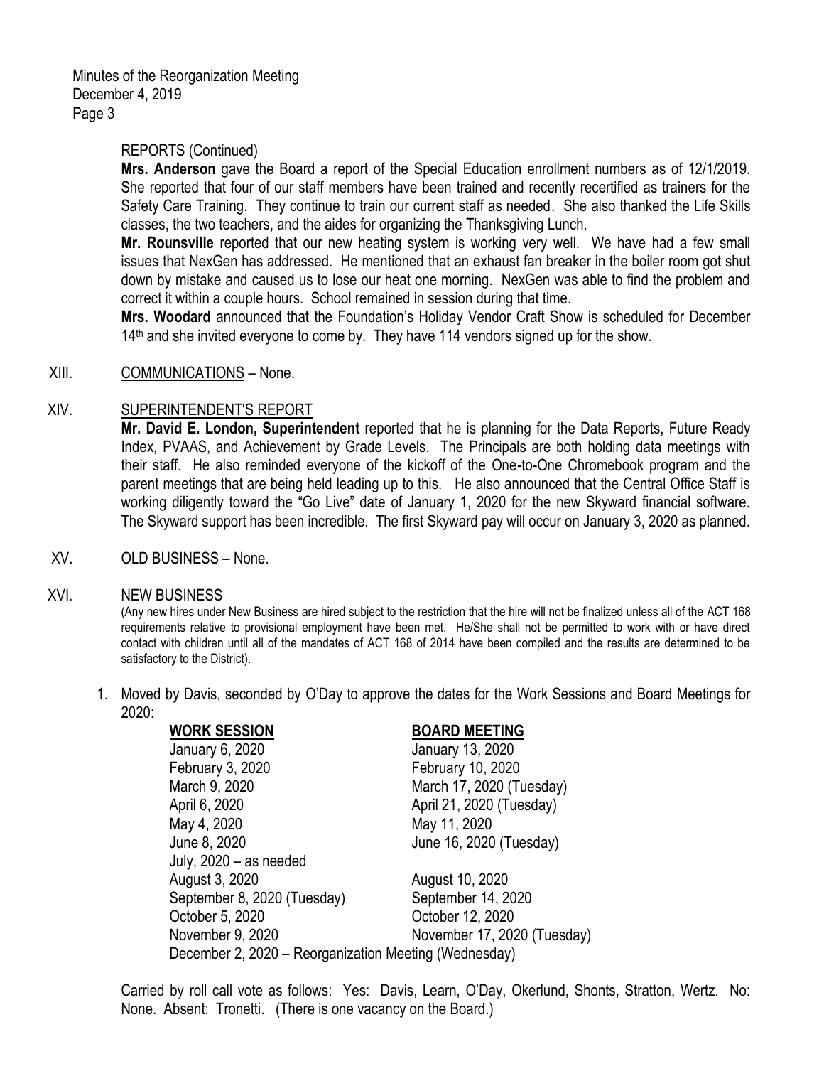REPORTS (Continued)

**Mrs. Anderson** gave the Board a report of the Special Education enrollment numbers as of 12/1/2019. She reported that four of our staff members have been trained and recently recertified as trainers for the Safety Care Training. They continue to train our current staff as needed. She also thanked the Life Skills classes, the two teachers, and the aides for organizing the Thanksgiving Lunch.

**Mr. Rounsville** reported that our new heating system is working very well. We have had a few small issues that NexGen has addressed. He mentioned that an exhaust fan breaker in the boiler room got shut down by mistake and caused us to lose our heat one morning. NexGen was able to find the problem and correct it within a couple hours. School remained in session during that time.

**Mrs. Woodard** announced that the Foundation's Holiday Vendor Craft Show is scheduled for December 14th and she invited everyone to come by. They have 114 vendors signed up for the show.

XIII. COMMUNICATIONS – None.

XIV. SUPERINTENDENT'S REPORT

**Mr. David E. London, Superintendent** reported that he is planning for the Data Reports, Future Ready Index, PVAAS, and Achievement by Grade Levels. The Principals are both holding data meetings with their staff. He also reminded everyone of the kickoff of the One-to-One Chromebook program and the parent meetings that are being held leading up to this. He also announced that the Central Office Staff is working diligently toward the "Go Live" date of January 1, 2020 for the new Skyward financial software. The Skyward support has been incredible. The first Skyward pay will occur on January 3, 2020 as planned.

XV. OLD BUSINESS – None.

XVI. NEW BUSINESS

(Any new hires under New Business are hired subject to the restriction that the hire will not be finalized unless all of the ACT 168 requirements relative to provisional employment have been met. He/She shall not be permitted to work with or have direct contact with children until all of the mandates of ACT 168 of 2014 have been compiled and the results are determined to be satisfactory to the District).

1. Moved by Davis, seconded by O'Day to approve the dates for the Work Sessions and Board Meetings for 2020:

| **WORK SESSION** | **BOARD MEETING** |
|---|---|
| January 6, 2020 | January 13, 2020 |
| February 3, 2020 | February 10, 2020 |
| March 9, 2020 | March 17, 2020 (Tuesday) |
| April 6, 2020 | April 21, 2020 (Tuesday) |
| May 4, 2020 | May 11, 2020 |
| June 8, 2020 | June 16, 2020 (Tuesday) |
| July, 2020 – as needed | |
| August 3, 2020 | August 10, 2020 |
| September 8, 2020 (Tuesday) | September 14, 2020 |
| October 5, 2020 | October 12, 2020 |
| November 9, 2020 | November 17, 2020 (Tuesday) |
| December 2, 2020 – Reorganization Meeting (Wednesday) | |

Carried by roll call vote as follows: Yes: Davis, Learn, O'Day, Okerlund, Shonts, Stratton, Wertz. No: None. Absent: Tronetti. (There is one vacancy on the Board.)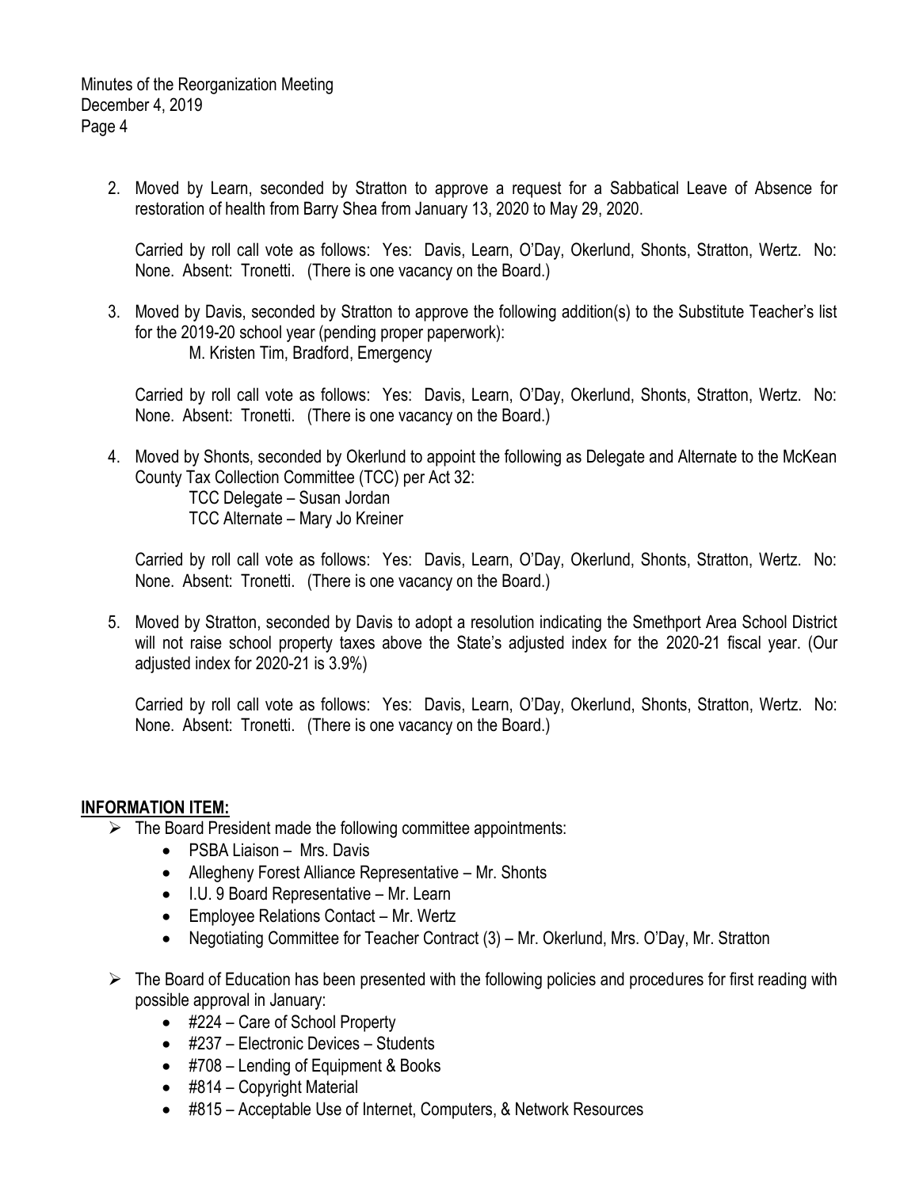2. Moved by Learn, seconded by Stratton to approve a request for a Sabbatical Leave of Absence for restoration of health from Barry Shea from January 13, 2020 to May 29, 2020.

   Carried by roll call vote as follows: Yes: Davis, Learn, O'Day, Okerlund, Shonts, Stratton, Wertz. No: None. Absent: Tronetti. (There is one vacancy on the Board.)

3. Moved by Davis, seconded by Stratton to approve the following addition(s) to the Substitute Teacher's list for the 2019-20 school year (pending proper paperwork):

   M. Kristen Tim, Bradford, Emergency

   Carried by roll call vote as follows: Yes: Davis, Learn, O'Day, Okerlund, Shonts, Stratton, Wertz. No: None. Absent: Tronetti. (There is one vacancy on the Board.)

4. Moved by Shonts, seconded by Okerlund to appoint the following as Delegate and Alternate to the McKean County Tax Collection Committee (TCC) per Act 32:

   TCC Delegate – Susan Jordan
   TCC Alternate – Mary Jo Kreiner

   Carried by roll call vote as follows: Yes: Davis, Learn, O'Day, Okerlund, Shonts, Stratton, Wertz. No: None. Absent: Tronetti. (There is one vacancy on the Board.)

5. Moved by Stratton, seconded by Davis to adopt a resolution indicating the Smethport Area School District will not raise school property taxes above the State's adjusted index for the 2020-21 fiscal year. (Our adjusted index for 2020-21 is 3.9%)

   Carried by roll call vote as follows: Yes: Davis, Learn, O'Day, Okerlund, Shonts, Stratton, Wertz. No: None. Absent: Tronetti. (There is one vacancy on the Board.)

## INFORMATION ITEM:

- The Board President made the following committee appointments:
  - PSBA Liaison – Mrs. Davis
  - Allegheny Forest Alliance Representative – Mr. Shonts
  - I.U. 9 Board Representative – Mr. Learn
  - Employee Relations Contact – Mr. Wertz
  - Negotiating Committee for Teacher Contract (3) – Mr. Okerlund, Mrs. O'Day, Mr. Stratton
- The Board of Education has been presented with the following policies and procedures for first reading with possible approval in January:
  - #224 – Care of School Property
  - #237 – Electronic Devices – Students
  - #708 – Lending of Equipment & Books
  - #814 – Copyright Material
  - #815 – Acceptable Use of Internet, Computers, & Network Resources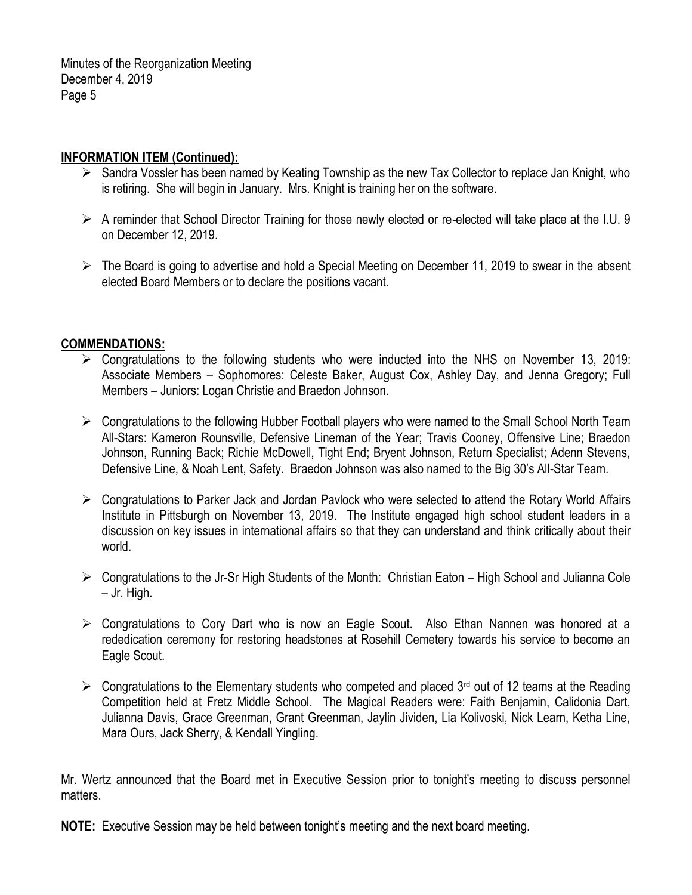**INFORMATION ITEM (Continued):**

- Sandra Vossler has been named by Keating Township as the new Tax Collector to replace Jan Knight, who is retiring. She will begin in January. Mrs. Knight is training her on the software.
- A reminder that School Director Training for those newly elected or re-elected will take place at the I.U. 9 on December 12, 2019.
- The Board is going to advertise and hold a Special Meeting on December 11, 2019 to swear in the absent elected Board Members or to declare the positions vacant.

**COMMENDATIONS:**

- Congratulations to the following students who were inducted into the NHS on November 13, 2019: Associate Members – Sophomores: Celeste Baker, August Cox, Ashley Day, and Jenna Gregory; Full Members – Juniors: Logan Christie and Braedon Johnson.
- Congratulations to the following Hubber Football players who were named to the Small School North Team All-Stars: Kameron Rounsville, Defensive Lineman of the Year; Travis Cooney, Offensive Line; Braedon Johnson, Running Back; Richie McDowell, Tight End; Bryent Johnson, Return Specialist; Adenn Stevens, Defensive Line, & Noah Lent, Safety. Braedon Johnson was also named to the Big 30's All-Star Team.
- Congratulations to Parker Jack and Jordan Pavlock who were selected to attend the Rotary World Affairs Institute in Pittsburgh on November 13, 2019. The Institute engaged high school student leaders in a discussion on key issues in international affairs so that they can understand and think critically about their world.
- Congratulations to the Jr-Sr High Students of the Month: Christian Eaton – High School and Julianna Cole – Jr. High.
- Congratulations to Cory Dart who is now an Eagle Scout. Also Ethan Nannen was honored at a rededication ceremony for restoring headstones at Rosehill Cemetery towards his service to become an Eagle Scout.
- Congratulations to the Elementary students who competed and placed 3rd out of 12 teams at the Reading Competition held at Fretz Middle School. The Magical Readers were: Faith Benjamin, Calidonia Dart, Julianna Davis, Grace Greenman, Grant Greenman, Jaylin Jividen, Lia Kolivoski, Nick Learn, Ketha Line, Mara Ours, Jack Sherry, & Kendall Yingling.

Mr. Wertz announced that the Board met in Executive Session prior to tonight's meeting to discuss personnel matters.

**NOTE:** Executive Session may be held between tonight's meeting and the next board meeting.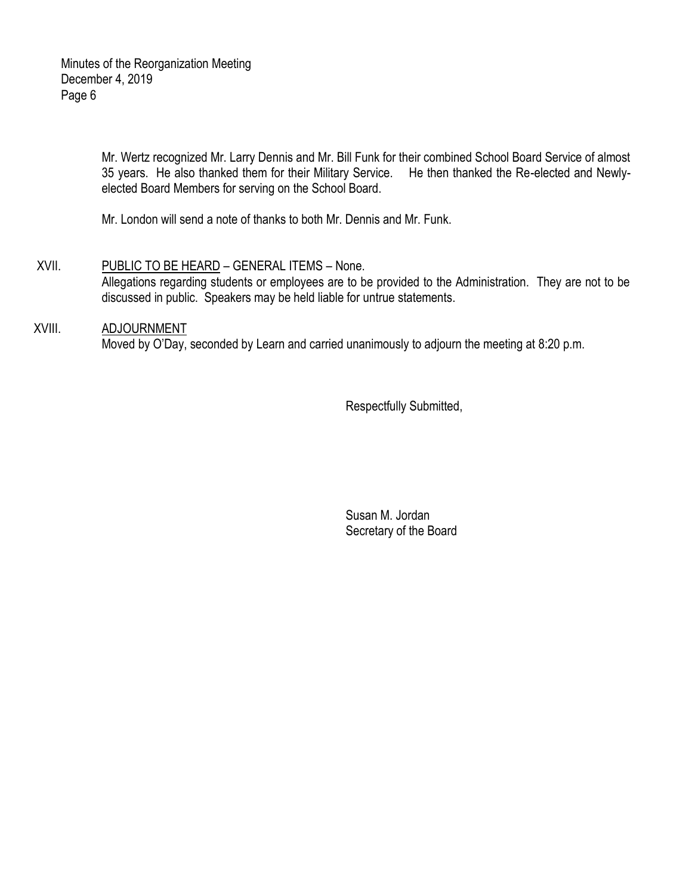Mr. Wertz recognized Mr. Larry Dennis and Mr. Bill Funk for their combined School Board Service of almost 35 years. He also thanked them for their Military Service. He then thanked the Re-elected and Newly-elected Board Members for serving on the School Board.

Mr. London will send a note of thanks to both Mr. Dennis and Mr. Funk.

XVII. PUBLIC TO BE HEARD – GENERAL ITEMS – None.
Allegations regarding students or employees are to be provided to the Administration. They are not to be discussed in public. Speakers may be held liable for untrue statements.

XVIII. ADJOURNMENT
Moved by O'Day, seconded by Learn and carried unanimously to adjourn the meeting at 8:20 p.m.

Respectfully Submitted,

Susan M. Jordan
Secretary of the Board